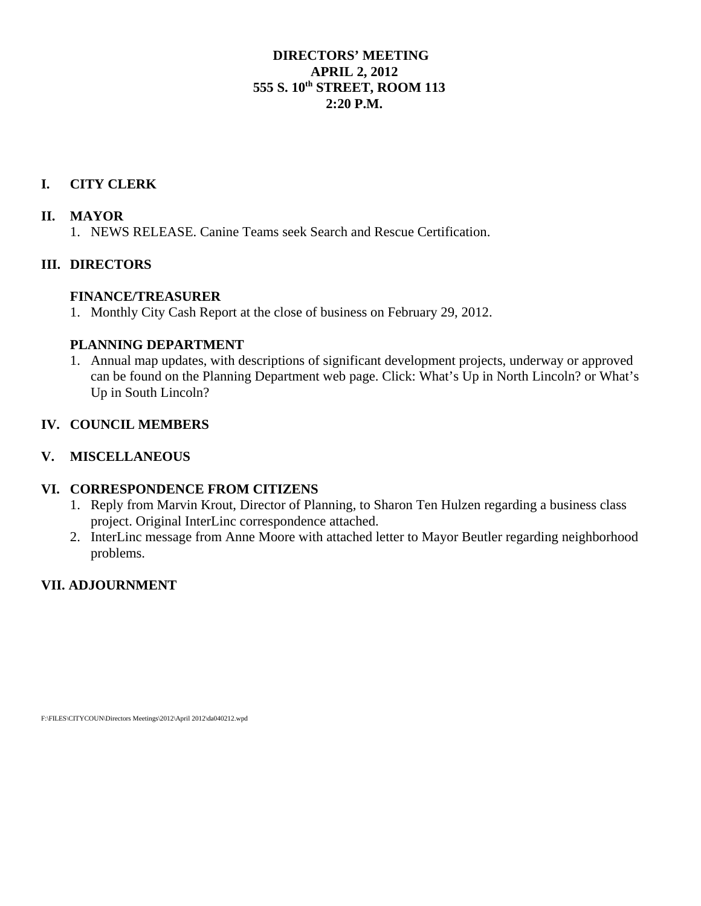**DIRECTORS' MEETING**
**APRIL 2, 2012**
**555 S. 10th STREET, ROOM 113**
**2:20 P.M.**

## I. CITY CLERK

## II. MAYOR

1. NEWS RELEASE. Canine Teams seek Search and Rescue Certification.

## III. DIRECTORS

### FINANCE/TREASURER

1. Monthly City Cash Report at the close of business on February 29, 2012.

### PLANNING DEPARTMENT

1. Annual map updates, with descriptions of significant development projects, underway or approved can be found on the Planning Department web page. Click: What's Up in North Lincoln? or What's Up in South Lincoln?

## IV. COUNCIL MEMBERS

## V. MISCELLANEOUS

## VI. CORRESPONDENCE FROM CITIZENS

1. Reply from Marvin Krout, Director of Planning, to Sharon Ten Hulzen regarding a business class project. Original InterLinc correspondence attached.
2. InterLinc message from Anne Moore with attached letter to Mayor Beutler regarding neighborhood problems.

## VII. ADJOURNMENT

F:\FILES\CITYCOUN\Directors Meetings\2012\April 2012\da040212.wpd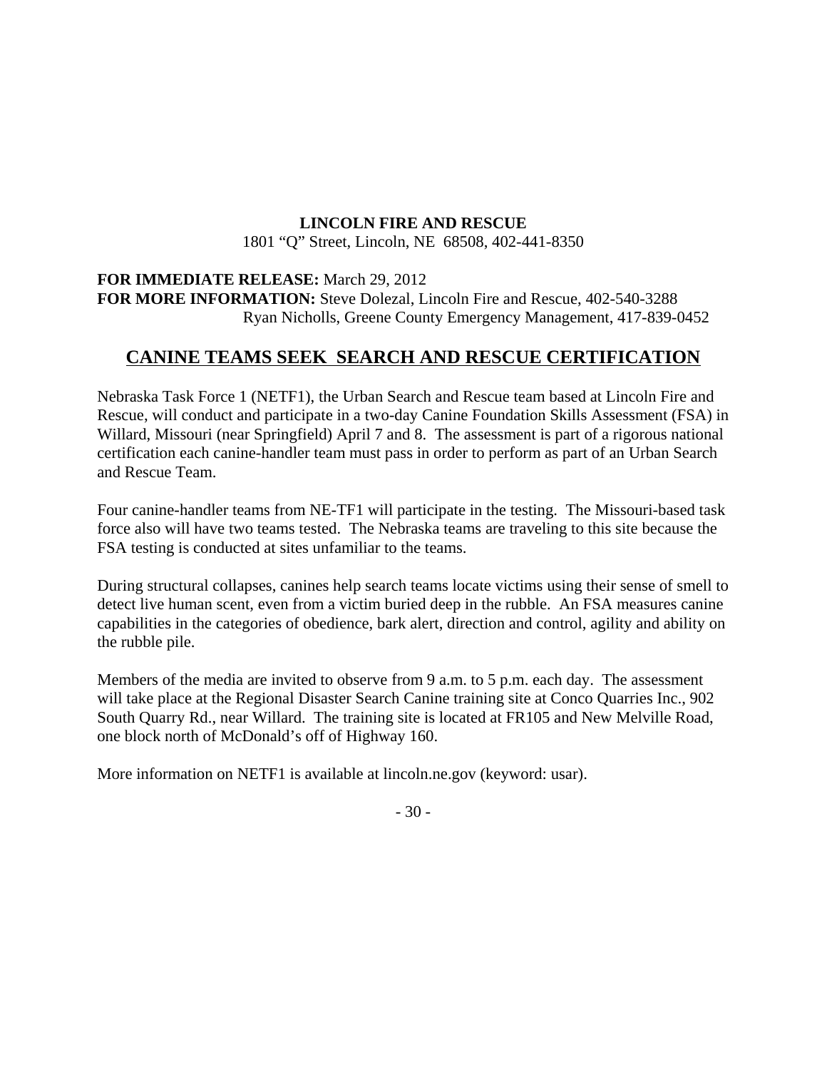**LINCOLN FIRE AND RESCUE**
1801 "Q" Street, Lincoln, NE 68508, 402-441-8350

**FOR IMMEDIATE RELEASE:** March 29, 2012
**FOR MORE INFORMATION:** Steve Dolezal, Lincoln Fire and Rescue, 402-540-3288
Ryan Nicholls, Greene County Emergency Management, 417-839-0452

## CANINE TEAMS SEEK SEARCH AND RESCUE CERTIFICATION

Nebraska Task Force 1 (NETF1), the Urban Search and Rescue team based at Lincoln Fire and Rescue, will conduct and participate in a two-day Canine Foundation Skills Assessment (FSA) in Willard, Missouri (near Springfield) April 7 and 8. The assessment is part of a rigorous national certification each canine-handler team must pass in order to perform as part of an Urban Search and Rescue Team.

Four canine-handler teams from NE-TF1 will participate in the testing. The Missouri-based task force also will have two teams tested. The Nebraska teams are traveling to this site because the FSA testing is conducted at sites unfamiliar to the teams.

During structural collapses, canines help search teams locate victims using their sense of smell to detect live human scent, even from a victim buried deep in the rubble. An FSA measures canine capabilities in the categories of obedience, bark alert, direction and control, agility and ability on the rubble pile.

Members of the media are invited to observe from 9 a.m. to 5 p.m. each day. The assessment will take place at the Regional Disaster Search Canine training site at Conco Quarries Inc., 902 South Quarry Rd., near Willard. The training site is located at FR105 and New Melville Road, one block north of McDonald's off of Highway 160.

More information on NETF1 is available at lincoln.ne.gov (keyword: usar).

\- 30 -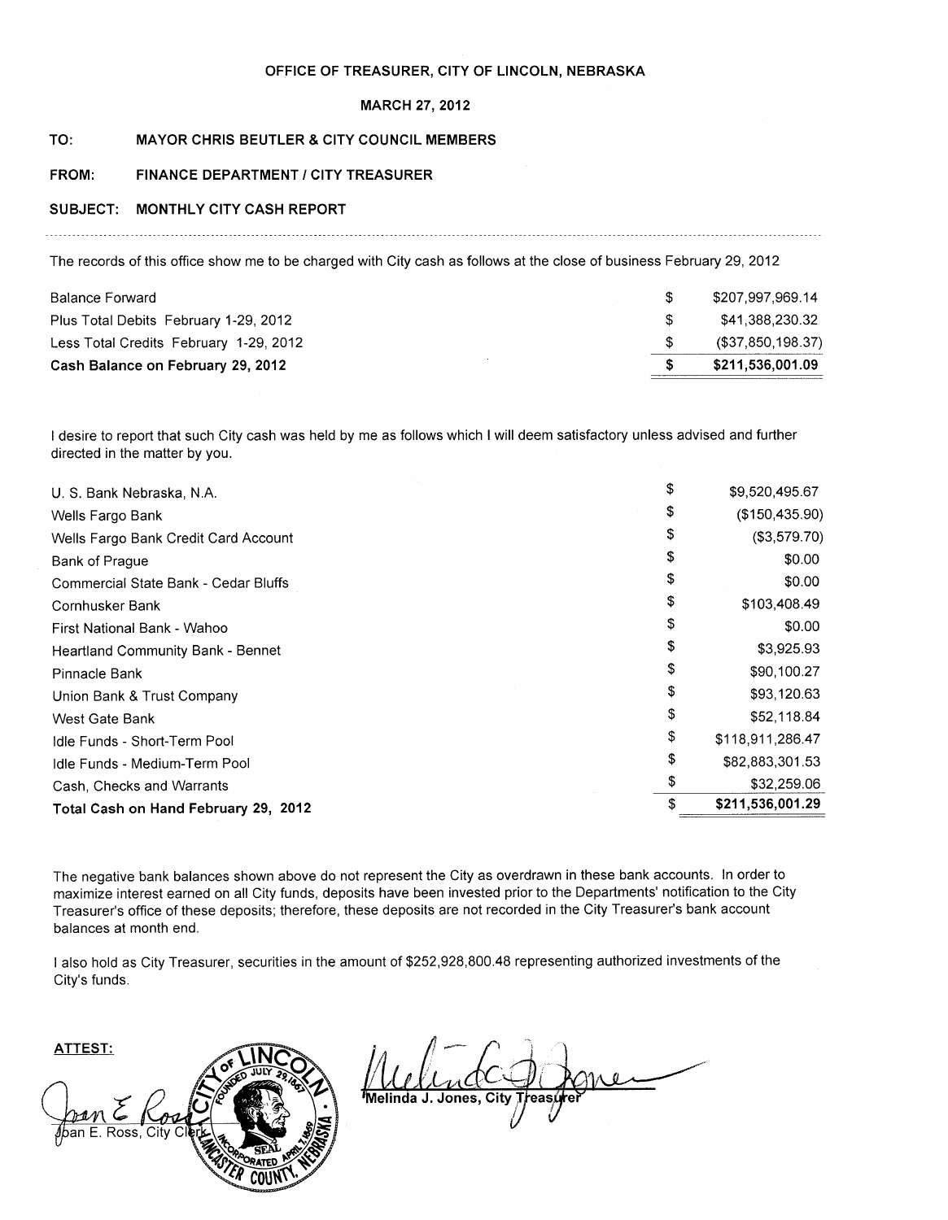OFFICE OF TREASURER, CITY OF LINCOLN, NEBRASKA

MARCH 27, 2012

**TO:** MAYOR CHRIS BEUTLER & CITY COUNCIL MEMBERS

**FROM:** FINANCE DEPARTMENT / CITY TREASURER

**SUBJECT:** MONTHLY CITY CASH REPORT

---

The records of this office show me to be charged with City cash as follows at the close of business February 29, 2012

| | | |
|---|---|---|
| Balance Forward | $ | $207,997,969.14 |
| Plus Total Debits February 1-29, 2012 | $ | $41,388,230.32 |
| Less Total Credits February 1-29, 2012 | $ | ($37,850,198.37) |
| **Cash Balance on February 29, 2012** | **$** | **$211,536,001.09** |

I desire to report that such City cash was held by me as follows which I will deem satisfactory unless advised and further directed in the matter by you.

| | | |
|---|---|---|
| U. S. Bank Nebraska, N.A. | $ | $9,520,495.67 |
| Wells Fargo Bank | $ | ($150,435.90) |
| Wells Fargo Bank Credit Card Account | $ | ($3,579.70) |
| Bank of Prague | $ | $0.00 |
| Commercial State Bank - Cedar Bluffs | $ | $0.00 |
| Cornhusker Bank | $ | $103,408.49 |
| First National Bank - Wahoo | $ | $0.00 |
| Heartland Community Bank - Bennet | $ | $3,925.93 |
| Pinnacle Bank | $ | $90,100.27 |
| Union Bank & Trust Company | $ | $93,120.63 |
| West Gate Bank | $ | $52,118.84 |
| Idle Funds - Short-Term Pool | $ | $118,911,286.47 |
| Idle Funds - Medium-Term Pool | $ | $82,883,301.53 |
| Cash, Checks and Warrants | $ | $32,259.06 |
| **Total Cash on Hand February 29, 2012** | **$** | **$211,536,001.29** |

The negative bank balances shown above do not represent the City as overdrawn in these bank accounts. In order to maximize interest earned on all City funds, deposits have been invested prior to the Departments' notification to the City Treasurer's office of these deposits; therefore, these deposits are not recorded in the City Treasurer's bank account balances at month end.

I also hold as City Treasurer, securities in the amount of $252,928,800.48 representing authorized investments of the City's funds.

**ATTEST:**

Joan E. Ross, City Clerk

Melinda J. Jones, City Treasurer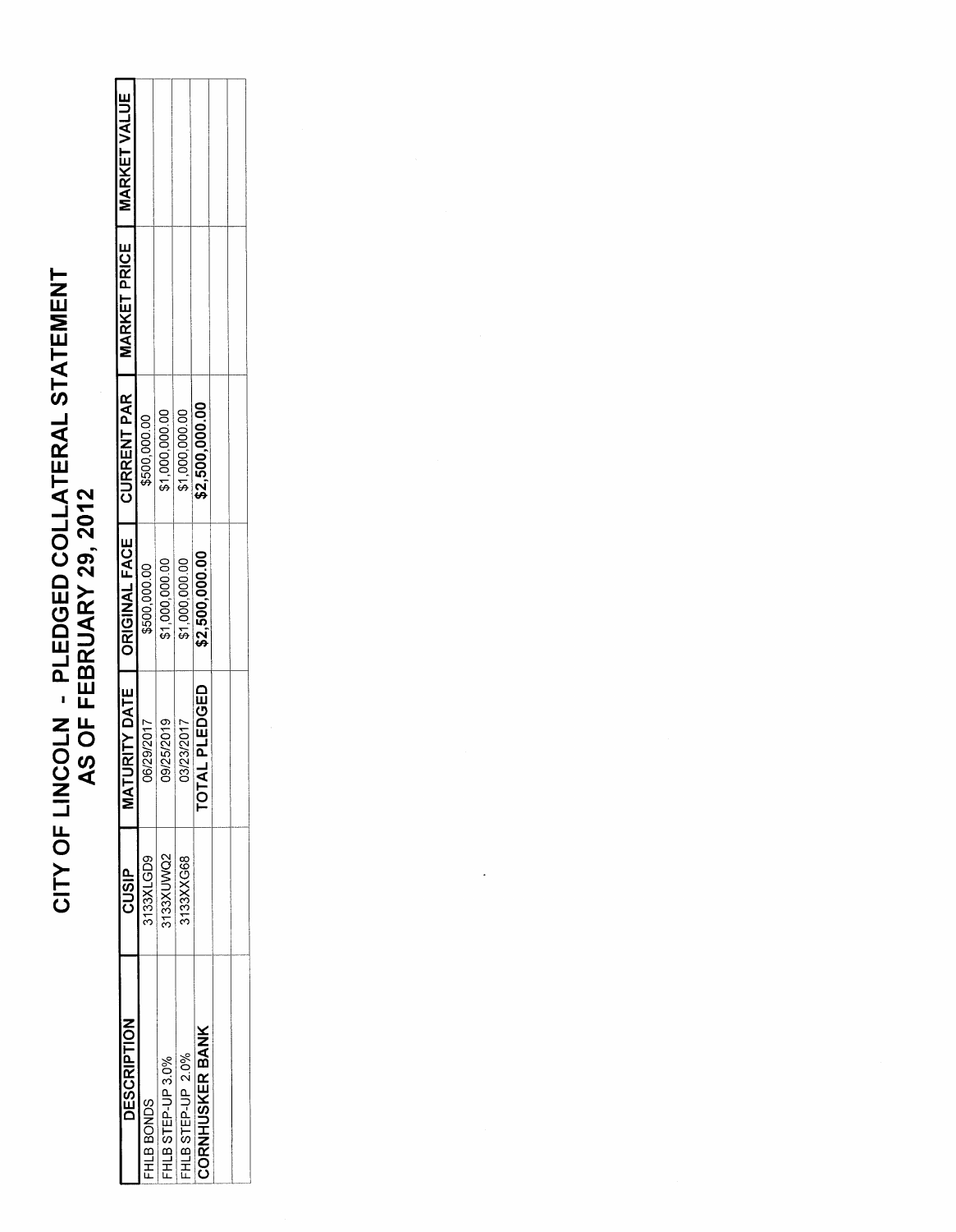# CITY OF LINCOLN - PLEDGED COLLATERAL STATEMENT
## AS OF FEBRUARY 29, 2012

| DESCRIPTION | CUSIP | MATURITY DATE | ORIGINAL FACE | CURRENT PAR | MARKET PRICE | MARKET VALUE |
|---|---|---|---|---|---|---|
| FHLB BONDS | 3133XLGD9 | 06/29/2017 | $500,000.00 | $500,000.00 | | |
| FHLB STEP-UP 3.0% | 3133XUWQ2 | 09/25/2019 | $1,000,000.00 | $1,000,000.00 | | |
| FHLB STEP-UP 2.0% | 3133XXG68 | 03/23/2017 | $1,000,000.00 | $1,000,000.00 | | |
| **CORNHUSKER BANK** | | **TOTAL PLEDGED** | **$2,500,000.00** | **$2,500,000.00** | | |
| | | | | | | |
| | | | | | | |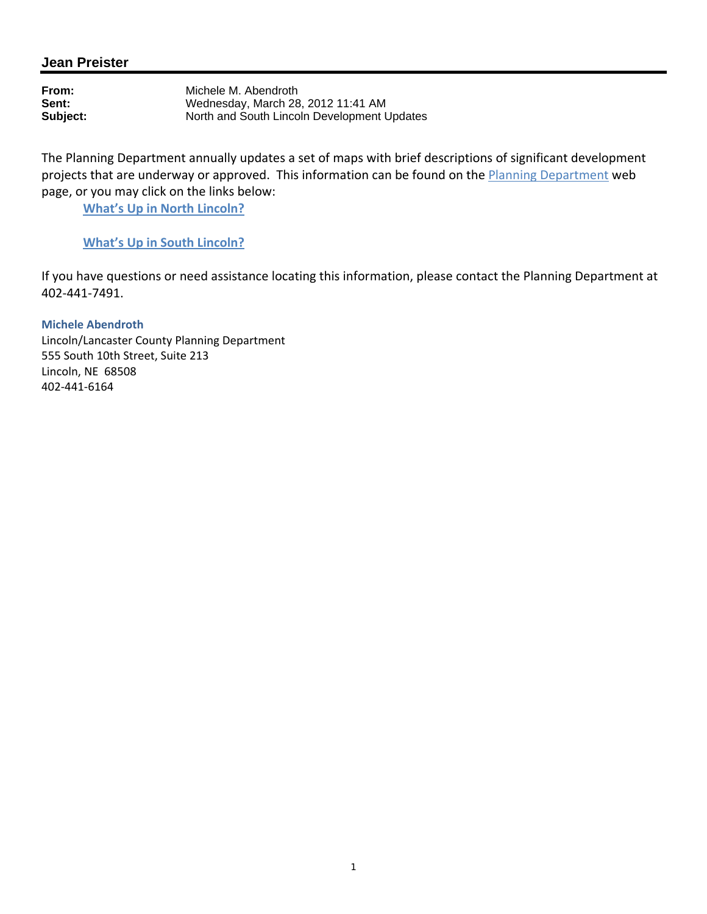**Jean Preister**

---

**From:** Michele M. Abendroth
**Sent:** Wednesday, March 28, 2012 11:41 AM
**Subject:** North and South Lincoln Development Updates

The Planning Department annually updates a set of maps with brief descriptions of significant development projects that are underway or approved. This information can be found on the Planning Department web page, or you may click on the links below:

**What's Up in North Lincoln?**

**What's Up in South Lincoln?**

If you have questions or need assistance locating this information, please contact the Planning Department at 402-441-7491.

**Michele Abendroth**
Lincoln/Lancaster County Planning Department
555 South 10th Street, Suite 213
Lincoln, NE 68508
402-441-6164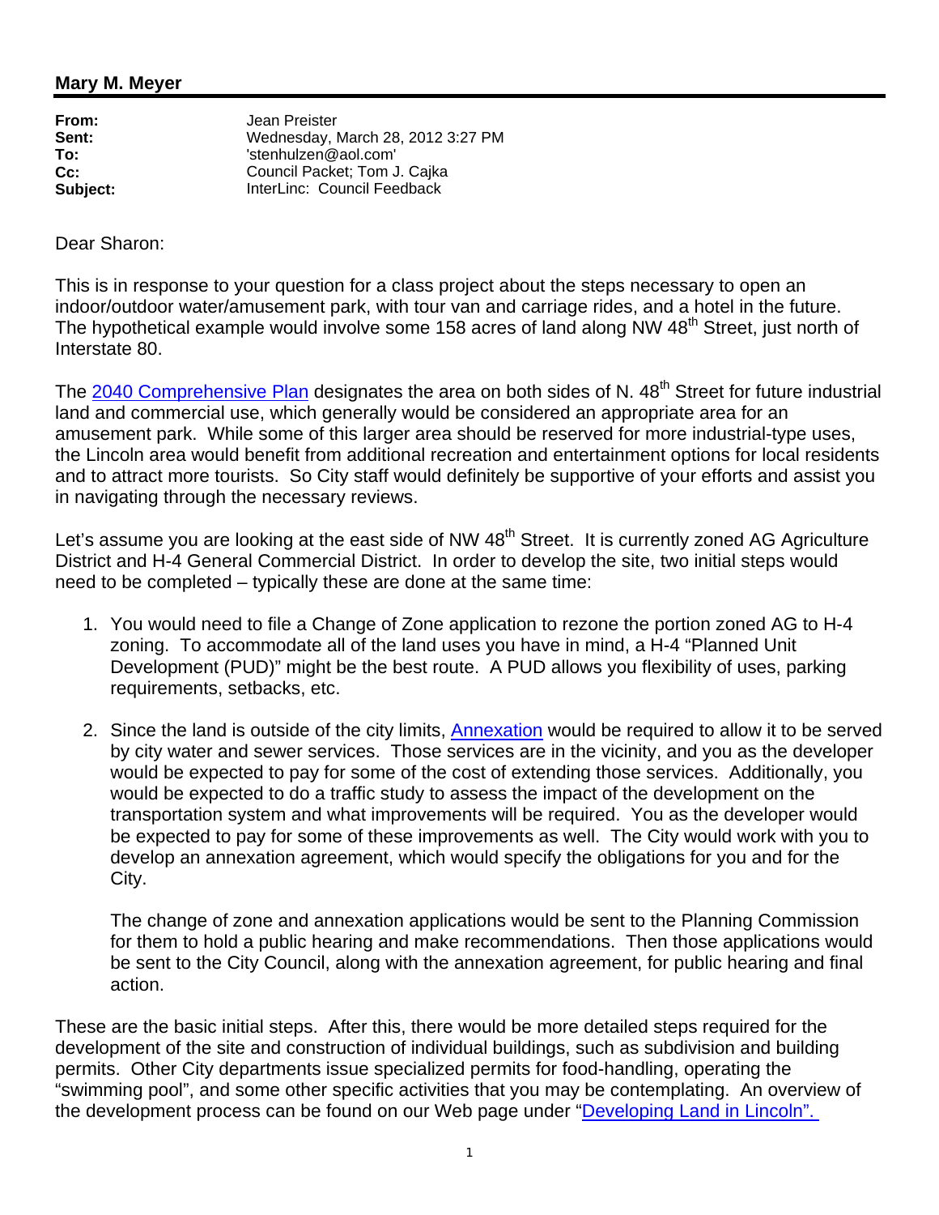**Mary M. Meyer**

---

| | |
|---|---|
| **From:** | Jean Preister |
| **Sent:** | Wednesday, March 28, 2012 3:27 PM |
| **To:** | 'stenhulzen@aol.com' |
| **Cc:** | Council Packet; Tom J. Cajka |
| **Subject:** | InterLinc: Council Feedback |

Dear Sharon:

This is in response to your question for a class project about the steps necessary to open an indoor/outdoor water/amusement park, with tour van and carriage rides, and a hotel in the future. The hypothetical example would involve some 158 acres of land along NW 48th Street, just north of Interstate 80.

The 2040 Comprehensive Plan designates the area on both sides of N. 48th Street for future industrial land and commercial use, which generally would be considered an appropriate area for an amusement park. While some of this larger area should be reserved for more industrial-type uses, the Lincoln area would benefit from additional recreation and entertainment options for local residents and to attract more tourists. So City staff would definitely be supportive of your efforts and assist you in navigating through the necessary reviews.

Let's assume you are looking at the east side of NW 48th Street. It is currently zoned AG Agriculture District and H-4 General Commercial District. In order to develop the site, two initial steps would need to be completed – typically these are done at the same time:

1. You would need to file a Change of Zone application to rezone the portion zoned AG to H-4 zoning. To accommodate all of the land uses you have in mind, a H-4 "Planned Unit Development (PUD)" might be the best route. A PUD allows you flexibility of uses, parking requirements, setbacks, etc.

2. Since the land is outside of the city limits, Annexation would be required to allow it to be served by city water and sewer services. Those services are in the vicinity, and you as the developer would be expected to pay for some of the cost of extending those services. Additionally, you would be expected to do a traffic study to assess the impact of the development on the transportation system and what improvements will be required. You as the developer would be expected to pay for some of these improvements as well. The City would work with you to develop an annexation agreement, which would specify the obligations for you and for the City.

   The change of zone and annexation applications would be sent to the Planning Commission for them to hold a public hearing and make recommendations. Then those applications would be sent to the City Council, along with the annexation agreement, for public hearing and final action.

These are the basic initial steps. After this, there would be more detailed steps required for the development of the site and construction of individual buildings, such as subdivision and building permits. Other City departments issue specialized permits for food-handling, operating the "swimming pool", and some other specific activities that you may be contemplating. An overview of the development process can be found on our Web page under "Developing Land in Lincoln".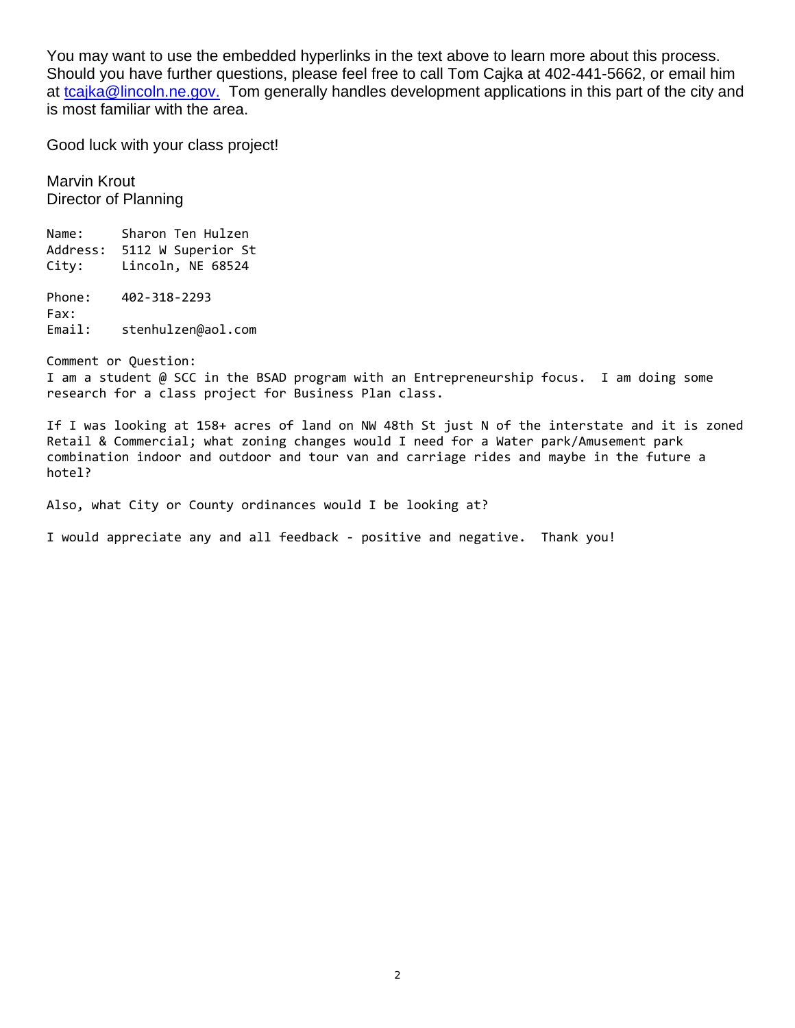You may want to use the embedded hyperlinks in the text above to learn more about this process. Should you have further questions, please feel free to call Tom Cajka at 402-441-5662, or email him at [tcajka@lincoln.ne.gov.](mailto:tcajka@lincoln.ne.gov) Tom generally handles development applications in this part of the city and is most familiar with the area.

Good luck with your class project!

Marvin Krout
Director of Planning

```
Name:     Sharon Ten Hulzen
Address:  5112 W Superior St
City:     Lincoln, NE 68524

Phone:    402-318-2293
Fax:
Email:    stenhulzen@aol.com
```

Comment or Question:
I am a student @ SCC in the BSAD program with an Entrepreneurship focus. I am doing some research for a class project for Business Plan class.

If I was looking at 158+ acres of land on NW 48th St just N of the interstate and it is zoned Retail & Commercial; what zoning changes would I need for a Water park/Amusement park combination indoor and outdoor and tour van and carriage rides and maybe in the future a hotel?

Also, what City or County ordinances would I be looking at?

I would appreciate any and all feedback - positive and negative. Thank you!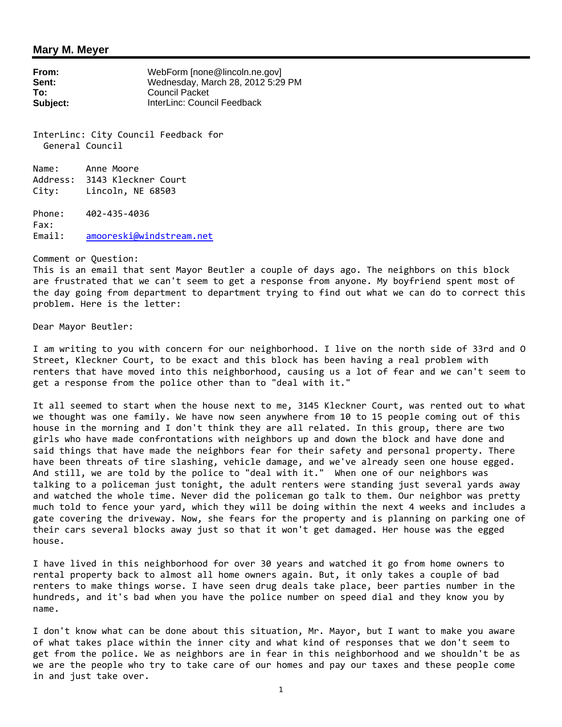## Mary M. Meyer

**From:** WebForm [none@lincoln.ne.gov]
**Sent:** Wednesday, March 28, 2012 5:29 PM
**To:** Council Packet
**Subject:** InterLinc: Council Feedback

InterLinc: City Council Feedback for
General Council

Name: Anne Moore
Address: 3143 Kleckner Court
City: Lincoln, NE 68503

Phone: 402-435-4036
Fax:
Email: amooreski@windstream.net

Comment or Question:
This is an email that sent Mayor Beutler a couple of days ago. The neighbors on this block are frustrated that we can't seem to get a response from anyone. My boyfriend spent most of the day going from department to department trying to find out what we can do to correct this problem. Here is the letter:

Dear Mayor Beutler:

I am writing to you with concern for our neighborhood. I live on the north side of 33rd and O Street, Kleckner Court, to be exact and this block has been having a real problem with renters that have moved into this neighborhood, causing us a lot of fear and we can't seem to get a response from the police other than to "deal with it."

It all seemed to start when the house next to me, 3145 Kleckner Court, was rented out to what we thought was one family. We have now seen anywhere from 10 to 15 people coming out of this house in the morning and I don't think they are all related. In this group, there are two girls who have made confrontations with neighbors up and down the block and have done and said things that have made the neighbors fear for their safety and personal property. There have been threats of tire slashing, vehicle damage, and we've already seen one house egged. And still, we are told by the police to "deal with it." When one of our neighbors was talking to a policeman just tonight, the adult renters were standing just several yards away and watched the whole time. Never did the policeman go talk to them. Our neighbor was pretty much told to fence your yard, which they will be doing within the next 4 weeks and includes a gate covering the driveway. Now, she fears for the property and is planning on parking one of their cars several blocks away just so that it won't get damaged. Her house was the egged house.

I have lived in this neighborhood for over 30 years and watched it go from home owners to rental property back to almost all home owners again. But, it only takes a couple of bad renters to make things worse. I have seen drug deals take place, beer parties number in the hundreds, and it's bad when you have the police number on speed dial and they know you by name.

I don't know what can be done about this situation, Mr. Mayor, but I want to make you aware of what takes place within the inner city and what kind of responses that we don't seem to get from the police. We as neighbors are in fear in this neighborhood and we shouldn't be as we are the people who try to take care of our homes and pay our taxes and these people come in and just take over.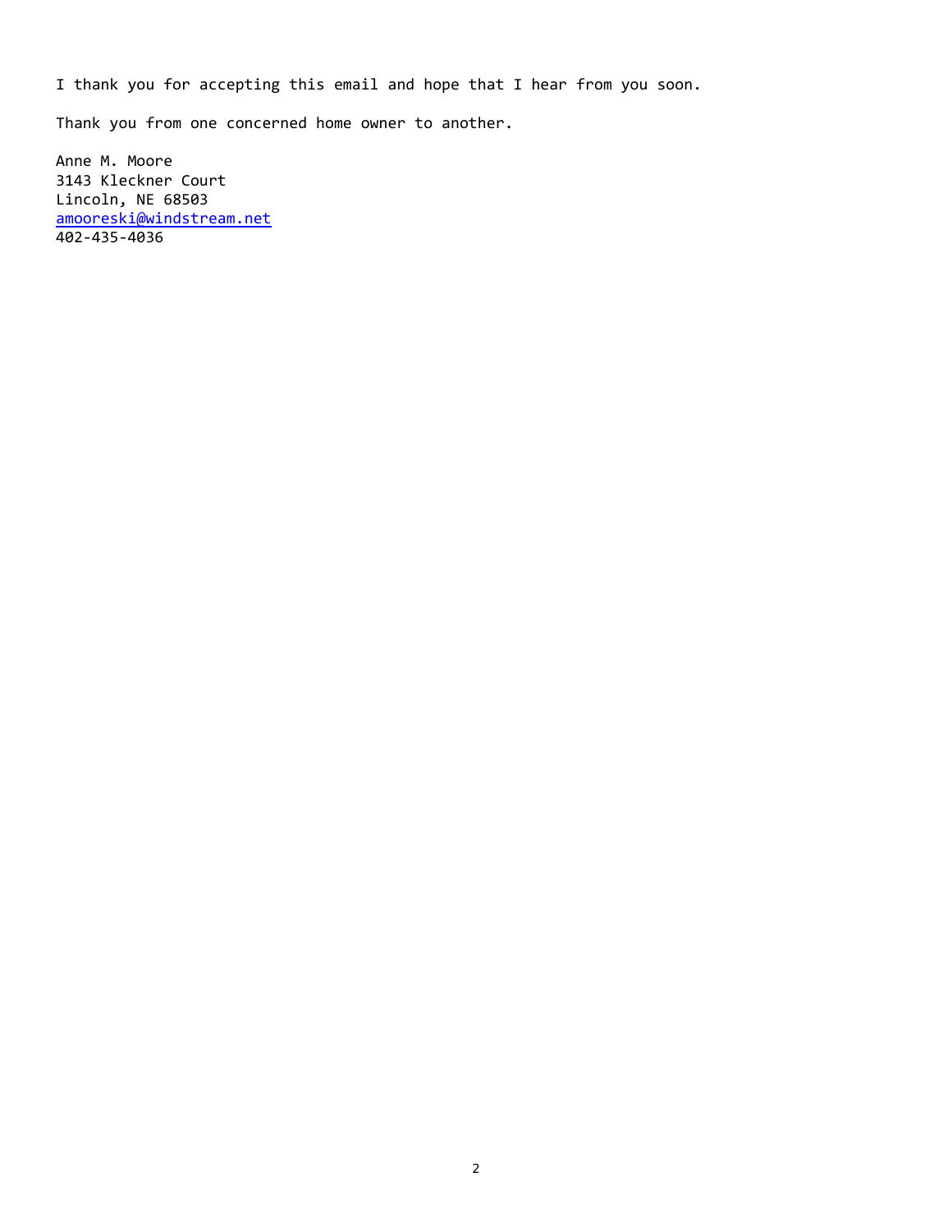I thank you for accepting this email and hope that I hear from you soon.

Thank you from one concerned home owner to another.

Anne M. Moore  
3143 Kleckner Court  
Lincoln, NE 68503  
amooreski@windstream.net  
402-435-4036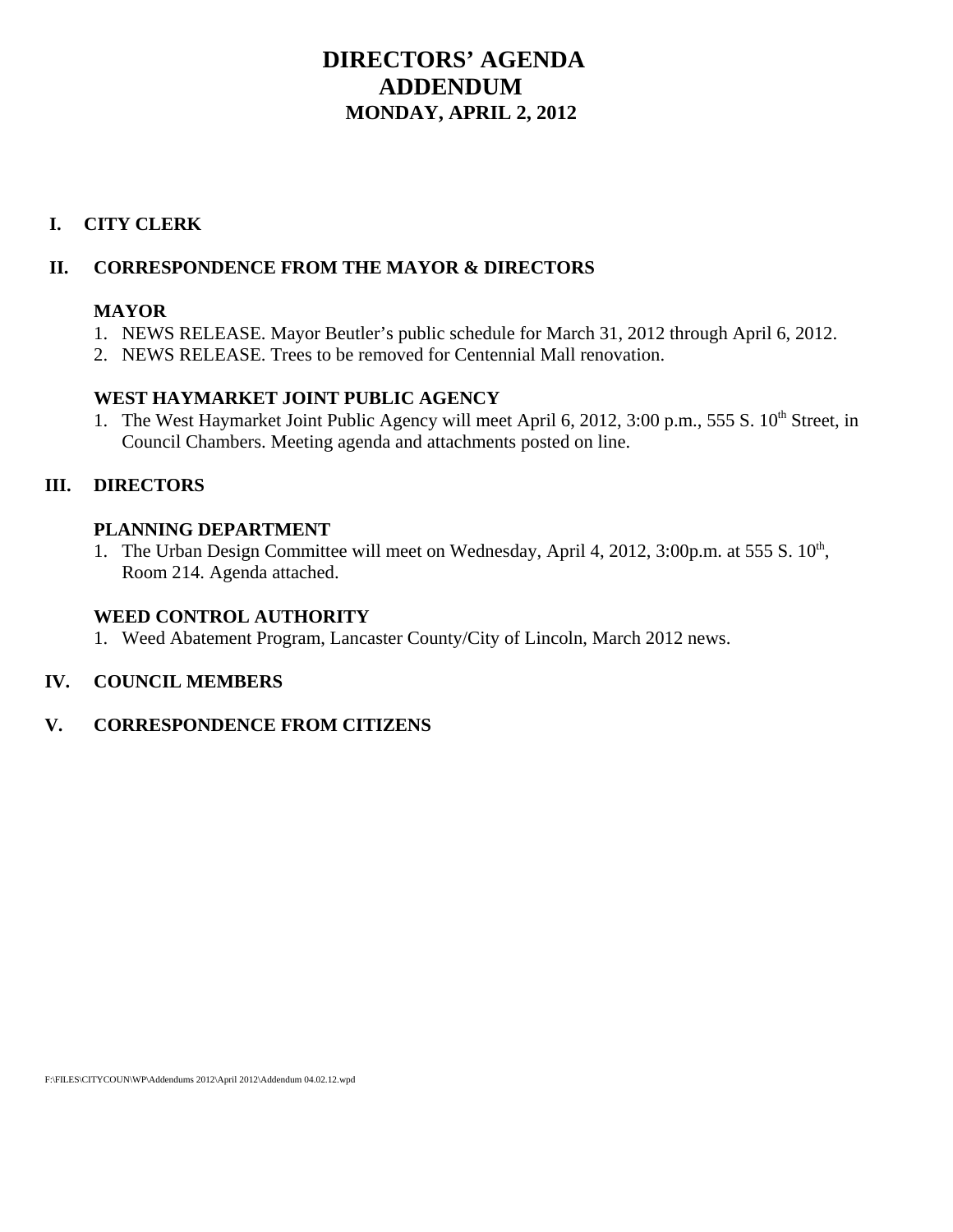# DIRECTORS' AGENDA
# ADDENDUM
## MONDAY, APRIL 2, 2012

## I. CITY CLERK

## II. CORRESPONDENCE FROM THE MAYOR & DIRECTORS

### MAYOR

1. NEWS RELEASE. Mayor Beutler's public schedule for March 31, 2012 through April 6, 2012.
2. NEWS RELEASE. Trees to be removed for Centennial Mall renovation.

### WEST HAYMARKET JOINT PUBLIC AGENCY

1. The West Haymarket Joint Public Agency will meet April 6, 2012, 3:00 p.m., 555 S. 10th Street, in Council Chambers. Meeting agenda and attachments posted on line.

## III. DIRECTORS

### PLANNING DEPARTMENT

1. The Urban Design Committee will meet on Wednesday, April 4, 2012, 3:00p.m. at 555 S. 10th, Room 214. Agenda attached.

### WEED CONTROL AUTHORITY

1. Weed Abatement Program, Lancaster County/City of Lincoln, March 2012 news.

## IV. COUNCIL MEMBERS

## V. CORRESPONDENCE FROM CITIZENS

F:\FILES\CITYCOUN\WP\Addendums 2012\April 2012\Addendum 04.02.12.wpd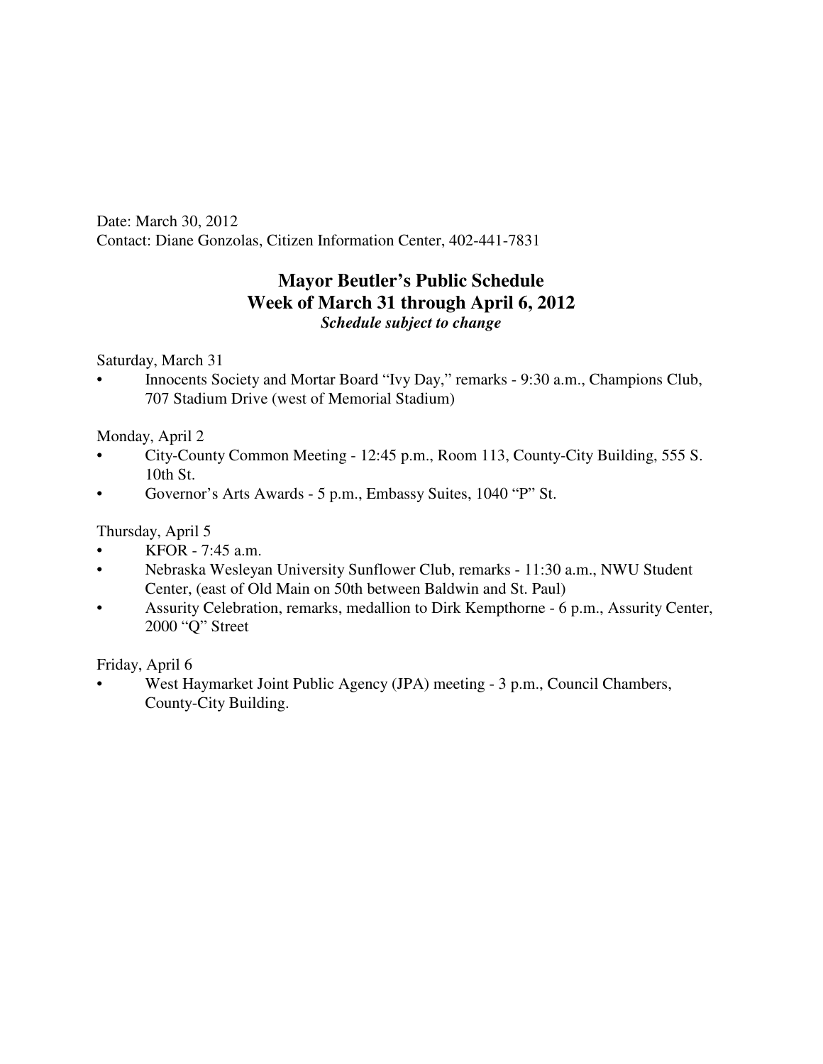Date: March 30, 2012
Contact: Diane Gonzolas, Citizen Information Center, 402-441-7831

## Mayor Beutler's Public Schedule
## Week of March 31 through April 6, 2012
***Schedule subject to change***

Saturday, March 31

- Innocents Society and Mortar Board "Ivy Day," remarks - 9:30 a.m., Champions Club, 707 Stadium Drive (west of Memorial Stadium)

Monday, April 2

- City-County Common Meeting - 12:45 p.m., Room 113, County-City Building, 555 S. 10th St.
- Governor's Arts Awards - 5 p.m., Embassy Suites, 1040 "P" St.

Thursday, April 5

- KFOR - 7:45 a.m.
- Nebraska Wesleyan University Sunflower Club, remarks - 11:30 a.m., NWU Student Center, (east of Old Main on 50th between Baldwin and St. Paul)
- Assurity Celebration, remarks, medallion to Dirk Kempthorne - 6 p.m., Assurity Center, 2000 "Q" Street

Friday, April 6

- West Haymarket Joint Public Agency (JPA) meeting - 3 p.m., Council Chambers, County-City Building.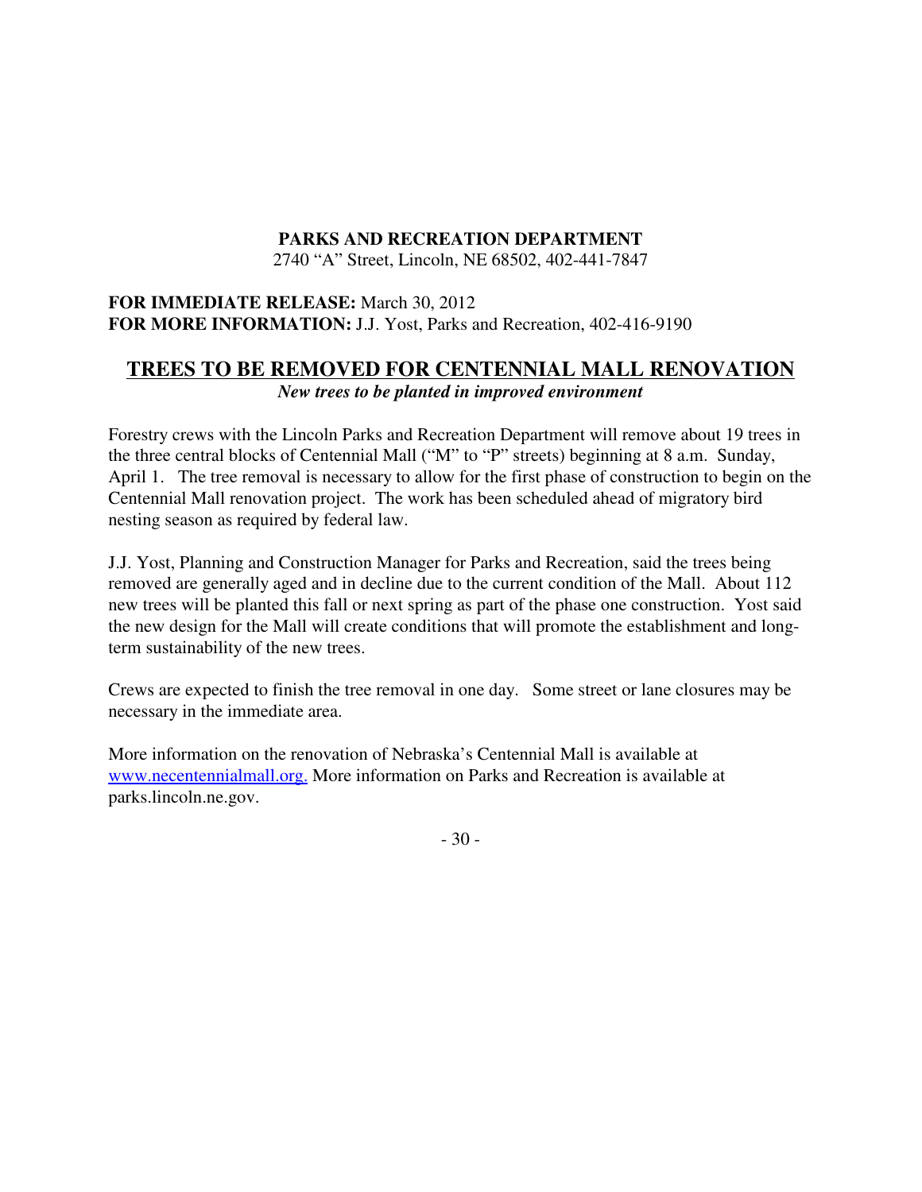**PARKS AND RECREATION DEPARTMENT**
2740 "A" Street, Lincoln, NE 68502, 402-441-7847

**FOR IMMEDIATE RELEASE:** March 30, 2012
**FOR MORE INFORMATION:** J.J. Yost, Parks and Recreation, 402-416-9190

# TREES TO BE REMOVED FOR CENTENNIAL MALL RENOVATION

***New trees to be planted in improved environment***

Forestry crews with the Lincoln Parks and Recreation Department will remove about 19 trees in the three central blocks of Centennial Mall ("M" to "P" streets) beginning at 8 a.m. Sunday, April 1. The tree removal is necessary to allow for the first phase of construction to begin on the Centennial Mall renovation project. The work has been scheduled ahead of migratory bird nesting season as required by federal law.

J.J. Yost, Planning and Construction Manager for Parks and Recreation, said the trees being removed are generally aged and in decline due to the current condition of the Mall. About 112 new trees will be planted this fall or next spring as part of the phase one construction. Yost said the new design for the Mall will create conditions that will promote the establishment and long-term sustainability of the new trees.

Crews are expected to finish the tree removal in one day. Some street or lane closures may be necessary in the immediate area.

More information on the renovation of Nebraska's Centennial Mall is available at www.necentennialmall.org. More information on Parks and Recreation is available at parks.lincoln.ne.gov.

\- 30 -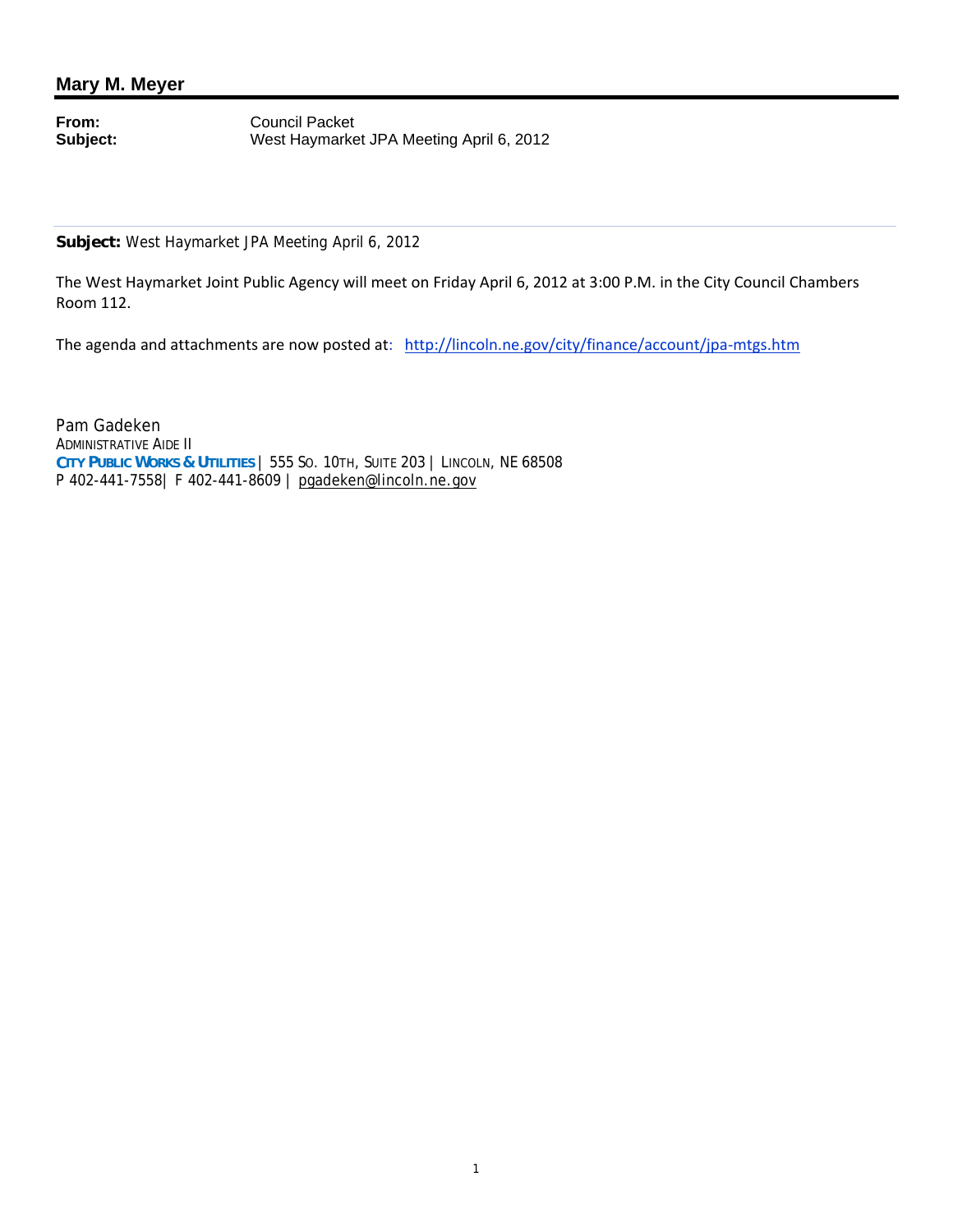## Mary M. Meyer

**From:** Council Packet
**Subject:** West Haymarket JPA Meeting April 6, 2012

---

**Subject:** West Haymarket JPA Meeting April 6, 2012

The West Haymarket Joint Public Agency will meet on Friday April 6, 2012 at 3:00 P.M. in the City Council Chambers Room 112.

The agenda and attachments are now posted at: http://lincoln.ne.gov/city/finance/account/jpa-mtgs.htm

Pam Gadeken
ADMINISTRATIVE AIDE II
**CITY PUBLIC WORKS & UTILITIES** | 555 SO. 10TH, SUITE 203 | LINCOLN, NE 68508
P 402-441-7558| F 402-441-8609 | pgadeken@lincoln.ne.gov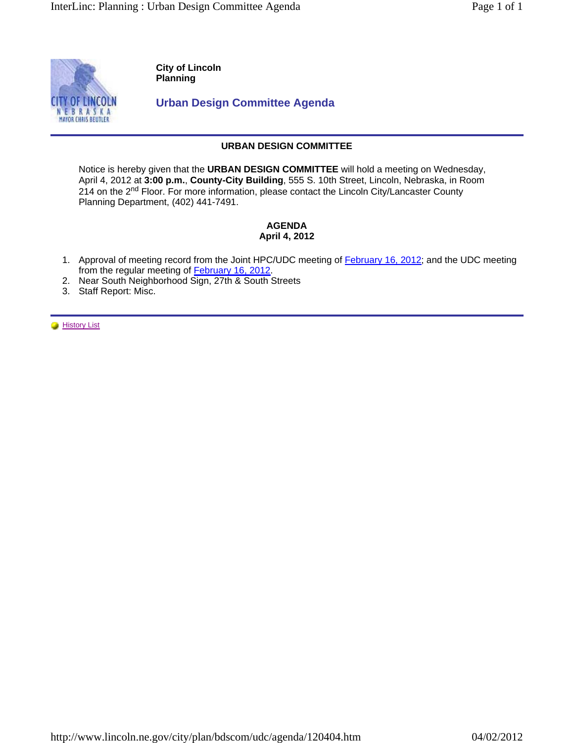**City of Lincoln**
**Planning**

## Urban Design Committee Agenda

### URBAN DESIGN COMMITTEE

Notice is hereby given that the **URBAN DESIGN COMMITTEE** will hold a meeting on Wednesday, April 4, 2012 at **3:00 p.m.**, **County-City Building**, 555 S. 10th Street, Lincoln, Nebraska, in Room 214 on the 2nd Floor. For more information, please contact the Lincoln City/Lancaster County Planning Department, (402) 441-7491.

**AGENDA**
**April 4, 2012**

1. Approval of meeting record from the Joint HPC/UDC meeting of February 16, 2012; and the UDC meeting from the regular meeting of February 16, 2012.
2. Near South Neighborhood Sign, 27th & South Streets
3. Staff Report: Misc.

History List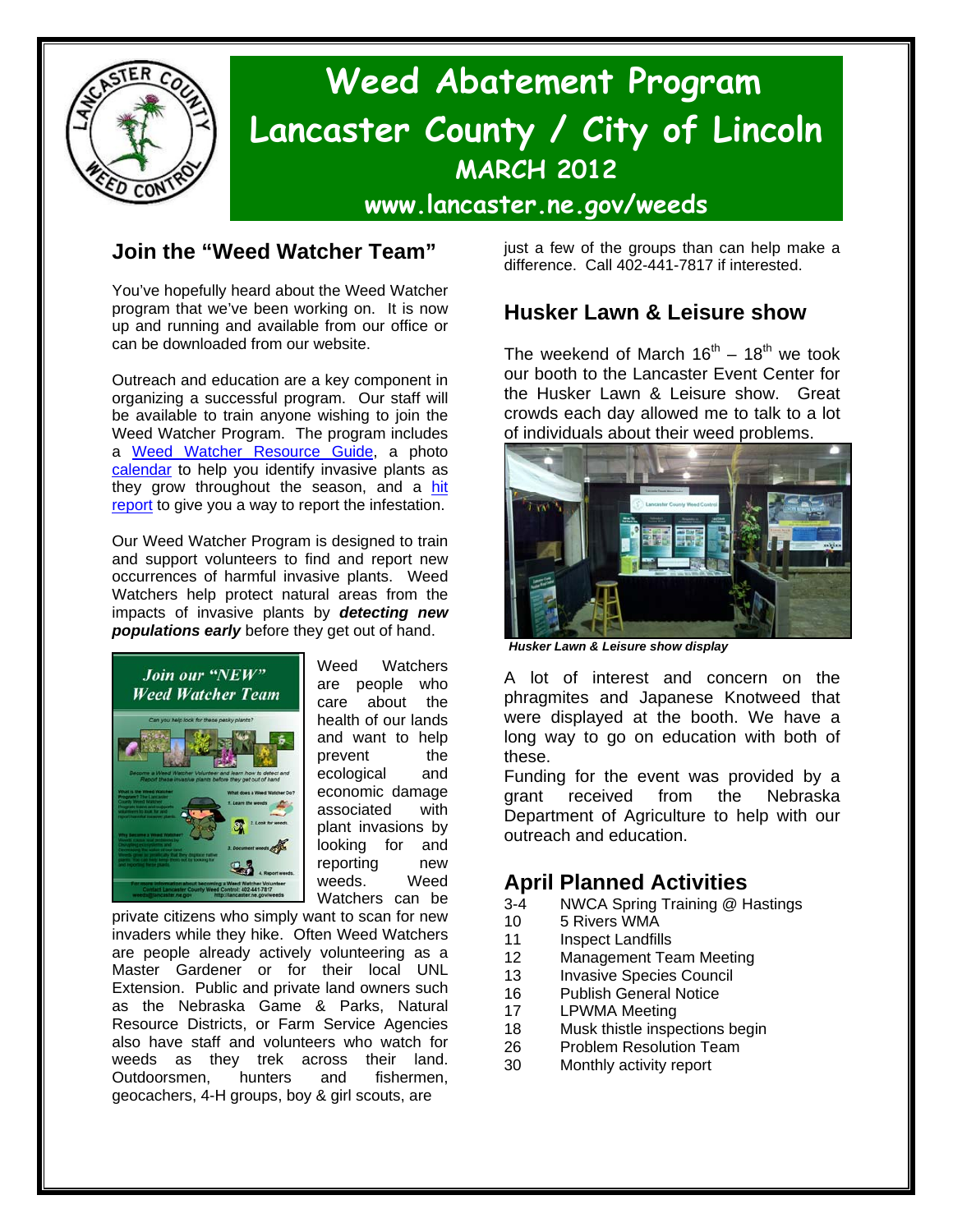# Weed Abatement Program
# Lancaster County / City of Lincoln
## MARCH 2012
### www.lancaster.ne.gov/weeds

## Join the "Weed Watcher Team"

You've hopefully heard about the Weed Watcher program that we've been working on. It is now up and running and available from our office or can be downloaded from our website.

Outreach and education are a key component in organizing a successful program. Our staff will be available to train anyone wishing to join the Weed Watcher Program. The program includes a Weed Watcher Resource Guide, a photo calendar to help you identify invasive plants as they grow throughout the season, and a hit report to give you a way to report the infestation.

Our Weed Watcher Program is designed to train and support volunteers to find and report new occurrences of harmful invasive plants. Weed Watchers help protect natural areas from the impacts of invasive plants by ***detecting new populations early*** before they get out of hand.

Weed Watchers are people who care about the health of our lands and want to help prevent the ecological and economic damage associated with plant invasions by looking for and reporting new weeds. Weed Watchers can be private citizens who simply want to scan for new invaders while they hike. Often Weed Watchers are people already actively volunteering as a Master Gardener or for their local UNL Extension. Public and private land owners such as the Nebraska Game & Parks, Natural Resource Districts, or Farm Service Agencies also have staff and volunteers who watch for weeds as they trek across their land. Outdoorsmen, hunters and fishermen, geocachers, 4-H groups, boy & girl scouts, are just a few of the groups than can help make a difference. Call 402-441-7817 if interested.

## Husker Lawn & Leisure show

The weekend of March 16th – 18th we took our booth to the Lancaster Event Center for the Husker Lawn & Leisure show. Great crowds each day allowed me to talk to a lot of individuals about their weed problems.

***Husker Lawn & Leisure show display***

A lot of interest and concern on the phragmites and Japanese Knotweed that were displayed at the booth. We have a long way to go on education with both of these.

Funding for the event was provided by a grant received from the Nebraska Department of Agriculture to help with our outreach and education.

## April Planned Activities

| | |
|---|---|
| 3-4 | NWCA Spring Training @ Hastings |
| 10 | 5 Rivers WMA |
| 11 | Inspect Landfills |
| 12 | Management Team Meeting |
| 13 | Invasive Species Council |
| 16 | Publish General Notice |
| 17 | LPWMA Meeting |
| 18 | Musk thistle inspections begin |
| 26 | Problem Resolution Team |
| 30 | Monthly activity report |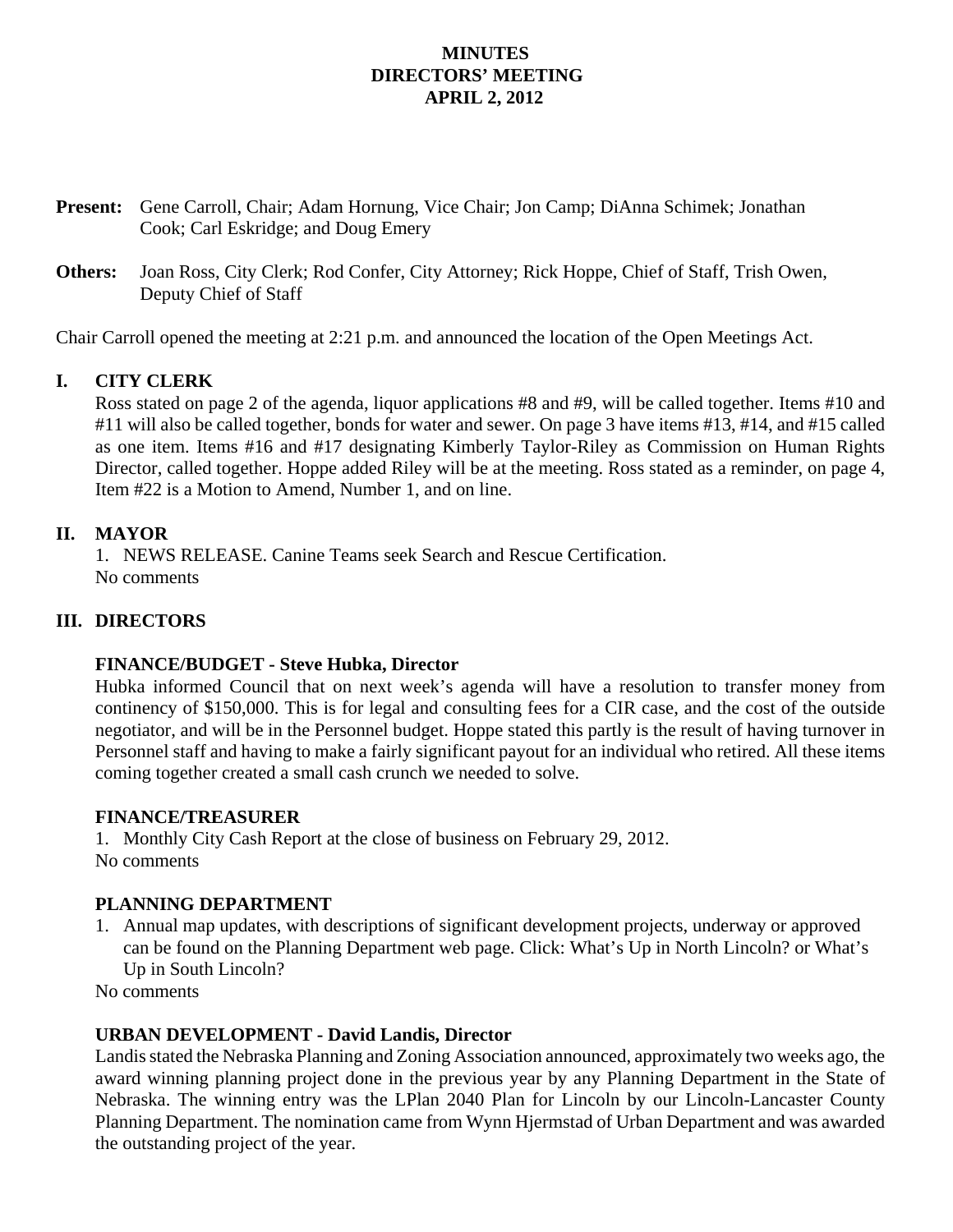**MINUTES**
**DIRECTORS' MEETING**
**APRIL 2, 2012**

**Present:** Gene Carroll, Chair; Adam Hornung, Vice Chair; Jon Camp; DiAnna Schimek; Jonathan Cook; Carl Eskridge; and Doug Emery

**Others:** Joan Ross, City Clerk; Rod Confer, City Attorney; Rick Hoppe, Chief of Staff, Trish Owen, Deputy Chief of Staff

Chair Carroll opened the meeting at 2:21 p.m. and announced the location of the Open Meetings Act.

## I. CITY CLERK

Ross stated on page 2 of the agenda, liquor applications #8 and #9, will be called together. Items #10 and #11 will also be called together, bonds for water and sewer. On page 3 have items #13, #14, and #15 called as one item. Items #16 and #17 designating Kimberly Taylor-Riley as Commission on Human Rights Director, called together. Hoppe added Riley will be at the meeting. Ross stated as a reminder, on page 4, Item #22 is a Motion to Amend, Number 1, and on line.

## II. MAYOR

1. NEWS RELEASE. Canine Teams seek Search and Rescue Certification.

No comments

## III. DIRECTORS

### FINANCE/BUDGET - Steve Hubka, Director

Hubka informed Council that on next week's agenda will have a resolution to transfer money from continency of $150,000. This is for legal and consulting fees for a CIR case, and the cost of the outside negotiator, and will be in the Personnel budget. Hoppe stated this partly is the result of having turnover in Personnel staff and having to make a fairly significant payout for an individual who retired. All these items coming together created a small cash crunch we needed to solve.

### FINANCE/TREASURER

1. Monthly City Cash Report at the close of business on February 29, 2012.

No comments

### PLANNING DEPARTMENT

1. Annual map updates, with descriptions of significant development projects, underway or approved can be found on the Planning Department web page. Click: What's Up in North Lincoln? or What's Up in South Lincoln?

No comments

### URBAN DEVELOPMENT - David Landis, Director

Landis stated the Nebraska Planning and Zoning Association announced, approximately two weeks ago, the award winning planning project done in the previous year by any Planning Department in the State of Nebraska. The winning entry was the LPlan 2040 Plan for Lincoln by our Lincoln-Lancaster County Planning Department. The nomination came from Wynn Hjermstad of Urban Department and was awarded the outstanding project of the year.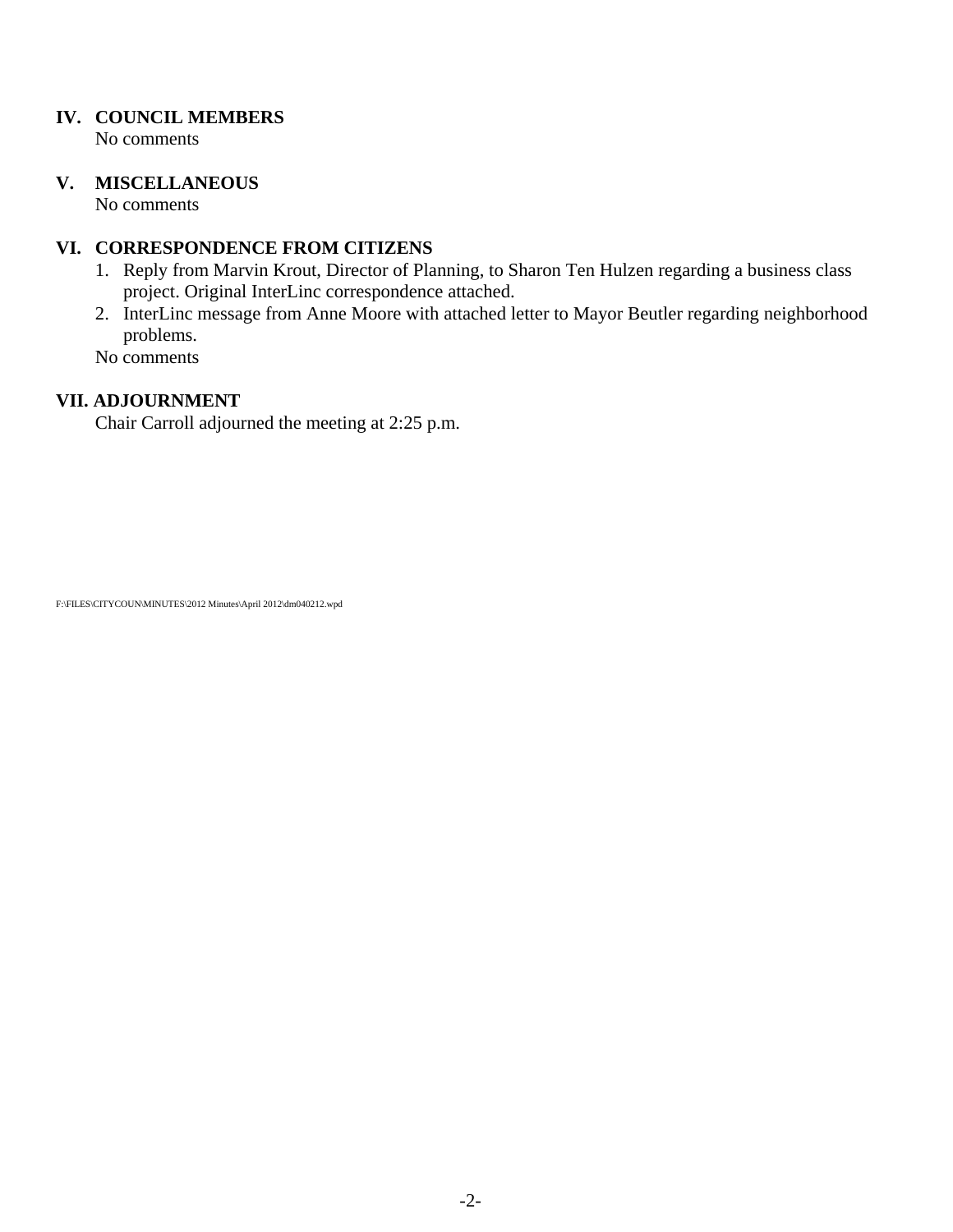## IV. COUNCIL MEMBERS

No comments

## V. MISCELLANEOUS

No comments

## VI. CORRESPONDENCE FROM CITIZENS

1. Reply from Marvin Krout, Director of Planning, to Sharon Ten Hulzen regarding a business class project. Original InterLinc correspondence attached.
2. InterLinc message from Anne Moore with attached letter to Mayor Beutler regarding neighborhood problems.

No comments

## VII. ADJOURNMENT

Chair Carroll adjourned the meeting at 2:25 p.m.

F:\FILES\CITYCOUN\MINUTES\2012 Minutes\April 2012\dm040212.wpd